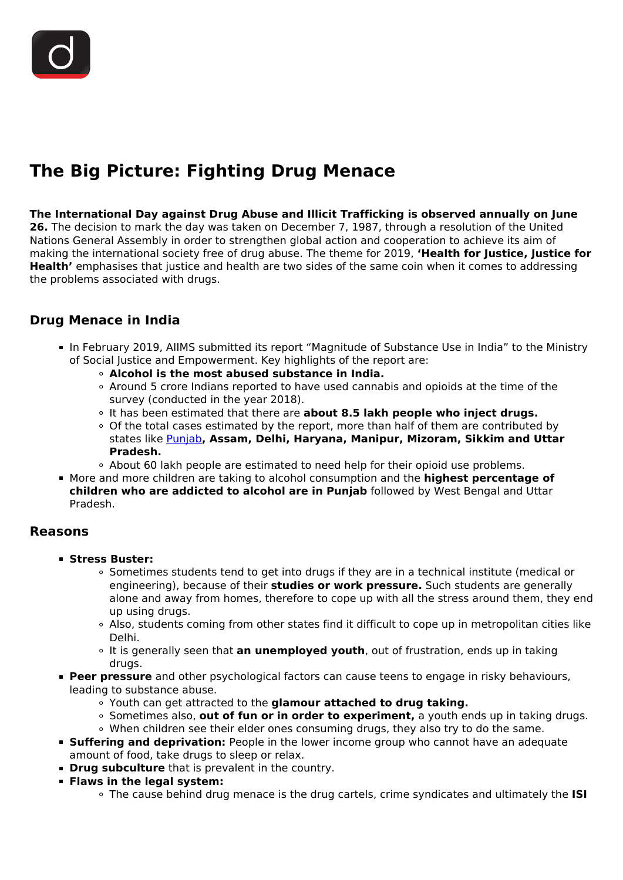# The Big Picture: Fighting Drug Menace

**The International Day against Drug Abuse and Illicit Trafficking is observed annually on June 26.** The decision to mark the day was taken on December 7, 1987, through a resolution of the United Nations General Assembly in order to strengthen global action and cooperation to achieve its aim of making the international society free of drug abuse. The theme for 2019, **'Health for Justice, Justice for Health'** emphasises that justice and health are two sides of the same coin when it comes to addressing the problems associated with drugs.

## Drug Menace in India

- In February 2019, AIIMS submitted its report "Magnitude of Substance Use in India" to the Ministry of Social Justice and Empowerment. Key highlights of the report are:
  - **Alcohol is the most abused substance in India.**
  - Around 5 crore Indians reported to have used cannabis and opioids at the time of the survey (conducted in the year 2018).
  - It has been estimated that there are **about 8.5 lakh people who inject drugs.**
  - Of the total cases estimated by the report, more than half of them are contributed by states like Punjab**, Assam, Delhi, Haryana, Manipur, Mizoram, Sikkim and Uttar Pradesh.**
  - About 60 lakh people are estimated to need help for their opioid use problems.
- More and more children are taking to alcohol consumption and the **highest percentage of children who are addicted to alcohol are in Punjab** followed by West Bengal and Uttar Pradesh.

## Reasons

- **Stress Buster:**
  - Sometimes students tend to get into drugs if they are in a technical institute (medical or engineering), because of their **studies or work pressure.** Such students are generally alone and away from homes, therefore to cope up with all the stress around them, they end up using drugs.
  - Also, students coming from other states find it difficult to cope up in metropolitan cities like Delhi.
  - It is generally seen that **an unemployed youth**, out of frustration, ends up in taking drugs.
- **Peer pressure** and other psychological factors can cause teens to engage in risky behaviours, leading to substance abuse.
  - Youth can get attracted to the **glamour attached to drug taking.**
  - Sometimes also, **out of fun or in order to experiment,** a youth ends up in taking drugs.
  - When children see their elder ones consuming drugs, they also try to do the same.
- **Suffering and deprivation:** People in the lower income group who cannot have an adequate amount of food, take drugs to sleep or relax.
- **Drug subculture** that is prevalent in the country.
- **Flaws in the legal system:**
  - The cause behind drug menace is the drug cartels, crime syndicates and ultimately the **ISI**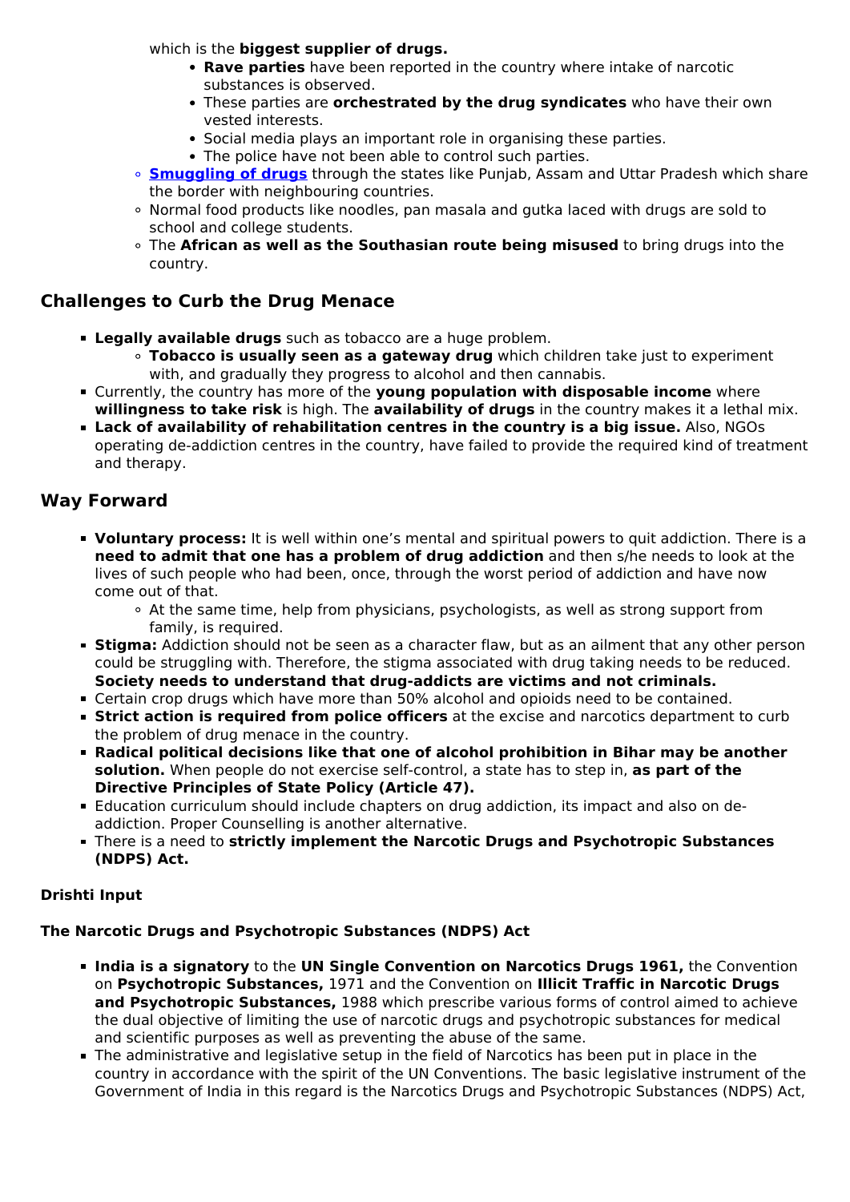which is the **biggest supplier of drugs.**
        - **Rave parties** have been reported in the country where intake of narcotic substances is observed.
        - These parties are **orchestrated by the drug syndicates** who have their own vested interests.
        - Social media plays an important role in organising these parties.
        - The police have not been able to control such parties.
    - **Smuggling of drugs** through the states like Punjab, Assam and Uttar Pradesh which share the border with neighbouring countries.
    - Normal food products like noodles, pan masala and gutka laced with drugs are sold to school and college students.
    - The **African as well as the Southasian route being misused** to bring drugs into the country.

## Challenges to Curb the Drug Menace

- **Legally available drugs** such as tobacco are a huge problem.
    - **Tobacco is usually seen as a gateway drug** which children take just to experiment with, and gradually they progress to alcohol and then cannabis.
- Currently, the country has more of the **young population with disposable income** where **willingness to take risk** is high. The **availability of drugs** in the country makes it a lethal mix.
- **Lack of availability of rehabilitation centres in the country is a big issue.** Also, NGOs operating de-addiction centres in the country, have failed to provide the required kind of treatment and therapy.

## Way Forward

- **Voluntary process:** It is well within one's mental and spiritual powers to quit addiction. There is a **need to admit that one has a problem of drug addiction** and then s/he needs to look at the lives of such people who had been, once, through the worst period of addiction and have now come out of that.
    - At the same time, help from physicians, psychologists, as well as strong support from family, is required.
- **Stigma:** Addiction should not be seen as a character flaw, but as an ailment that any other person could be struggling with. Therefore, the stigma associated with drug taking needs to be reduced. **Society needs to understand that drug-addicts are victims and not criminals.**
- Certain crop drugs which have more than 50% alcohol and opioids need to be contained.
- **Strict action is required from police officers** at the excise and narcotics department to curb the problem of drug menace in the country.
- **Radical political decisions like that one of alcohol prohibition in Bihar may be another solution.** When people do not exercise self-control, a state has to step in, **as part of the Directive Principles of State Policy (Article 47).**
- Education curriculum should include chapters on drug addiction, its impact and also on de-addiction. Proper Counselling is another alternative.
- There is a need to **strictly implement the Narcotic Drugs and Psychotropic Substances (NDPS) Act.**

**Drishti Input**

**The Narcotic Drugs and Psychotropic Substances (NDPS) Act**

- **India is a signatory** to the **UN Single Convention on Narcotics Drugs 1961,** the Convention on **Psychotropic Substances,** 1971 and the Convention on **Illicit Traffic in Narcotic Drugs and Psychotropic Substances,** 1988 which prescribe various forms of control aimed to achieve the dual objective of limiting the use of narcotic drugs and psychotropic substances for medical and scientific purposes as well as preventing the abuse of the same.
- The administrative and legislative setup in the field of Narcotics has been put in place in the country in accordance with the spirit of the UN Conventions. The basic legislative instrument of the Government of India in this regard is the Narcotics Drugs and Psychotropic Substances (NDPS) Act,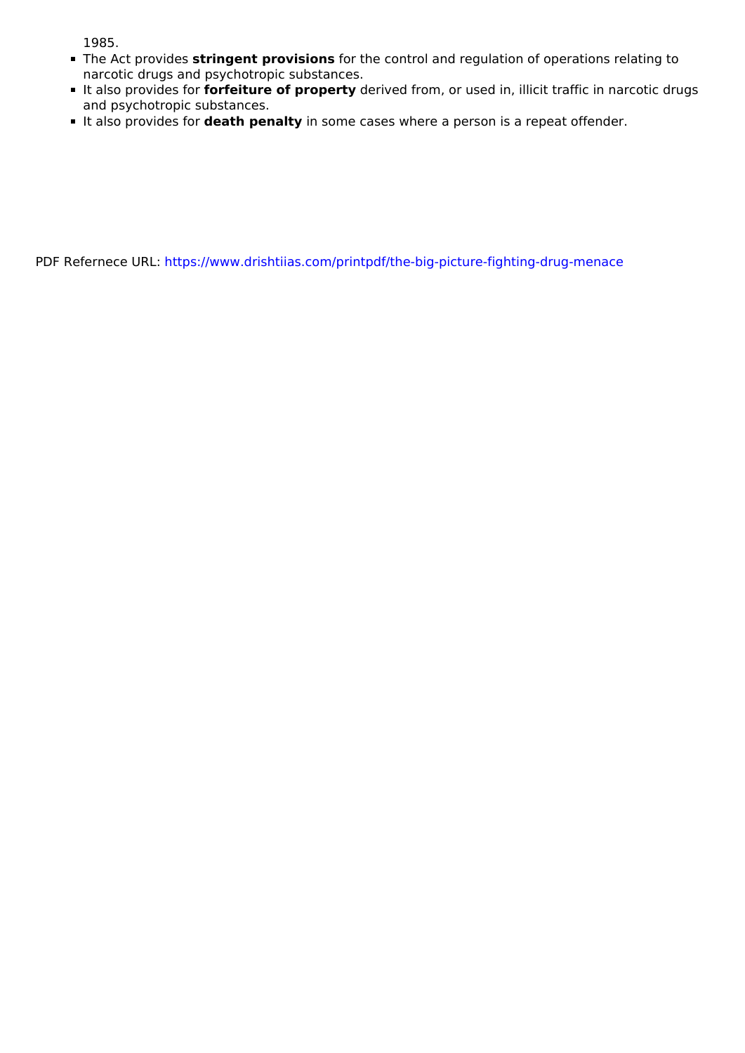1985.

- The Act provides **stringent provisions** for the control and regulation of operations relating to narcotic drugs and psychotropic substances.
- It also provides for **forfeiture of property** derived from, or used in, illicit traffic in narcotic drugs and psychotropic substances.
- It also provides for **death penalty** in some cases where a person is a repeat offender.

PDF Refernece URL: https://www.drishtiias.com/printpdf/the-big-picture-fighting-drug-menace